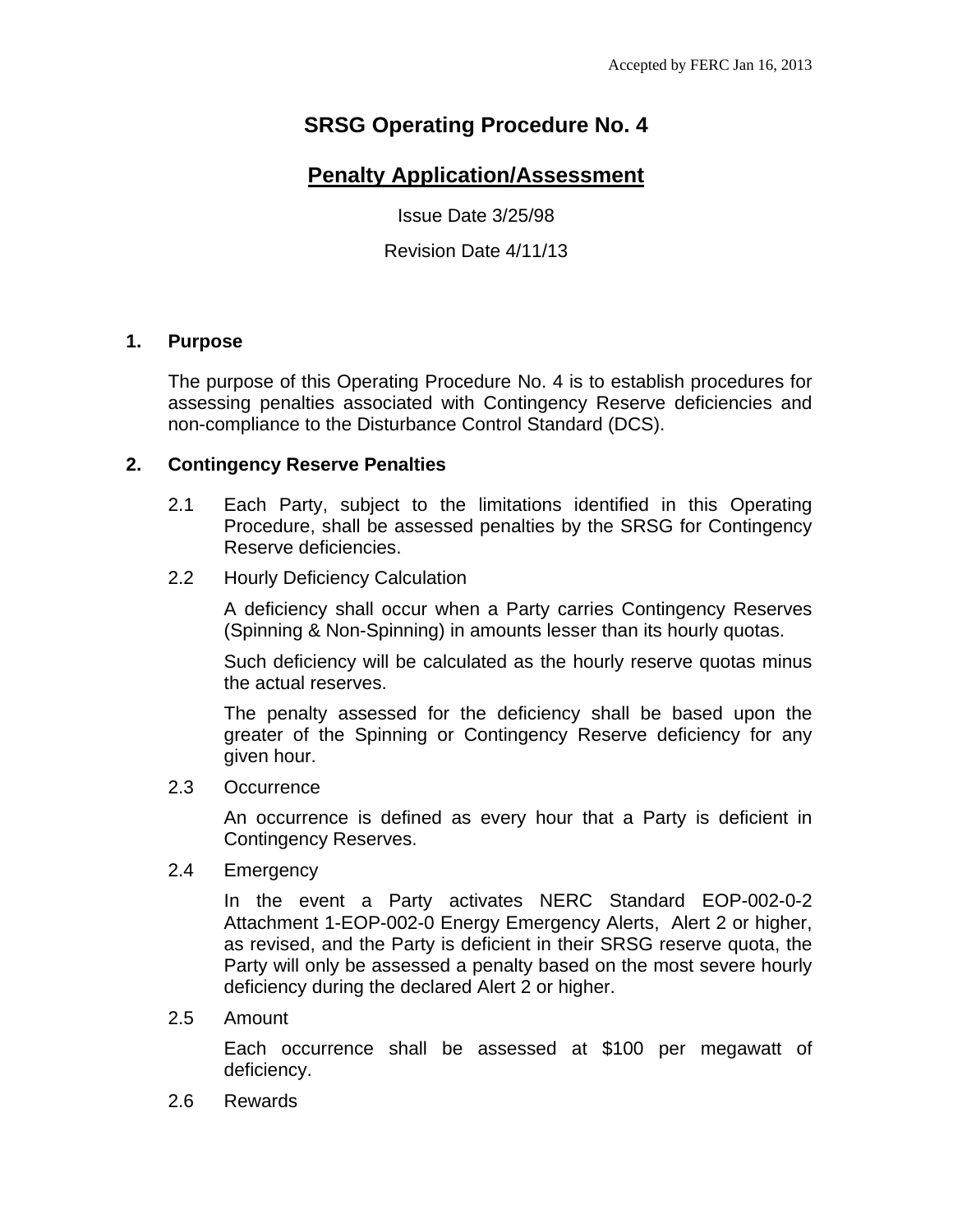Accepted by FERC Jan 16, 2013

# SRSG Operating Procedure No. 4

## Penalty Application/Assessment

Issue Date 3/25/98

Revision Date 4/11/13

### 1. Purpose

The purpose of this Operating Procedure No. 4 is to establish procedures for assessing penalties associated with Contingency Reserve deficiencies and non-compliance to the Disturbance Control Standard (DCS).

### 2. Contingency Reserve Penalties

2.1 Each Party, subject to the limitations identified in this Operating Procedure, shall be assessed penalties by the SRSG for Contingency Reserve deficiencies.

2.2 Hourly Deficiency Calculation

A deficiency shall occur when a Party carries Contingency Reserves (Spinning & Non-Spinning) in amounts lesser than its hourly quotas.

Such deficiency will be calculated as the hourly reserve quotas minus the actual reserves.

The penalty assessed for the deficiency shall be based upon the greater of the Spinning or Contingency Reserve deficiency for any given hour.

2.3 Occurrence

An occurrence is defined as every hour that a Party is deficient in Contingency Reserves.

2.4 Emergency

In the event a Party activates NERC Standard EOP-002-0-2 Attachment 1-EOP-002-0 Energy Emergency Alerts, Alert 2 or higher, as revised, and the Party is deficient in their SRSG reserve quota, the Party will only be assessed a penalty based on the most severe hourly deficiency during the declared Alert 2 or higher.

2.5 Amount

Each occurrence shall be assessed at $100 per megawatt of deficiency.

2.6 Rewards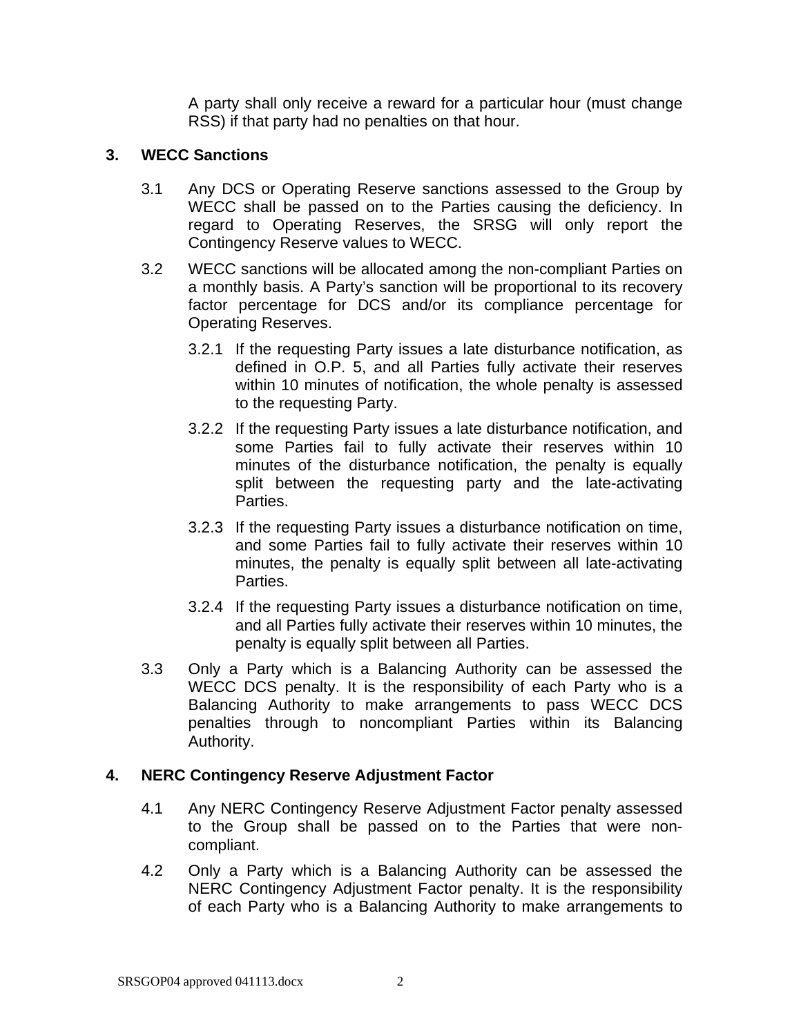A party shall only receive a reward for a particular hour (must change RSS) if that party had no penalties on that hour.

## 3. WECC Sanctions

3.1 Any DCS or Operating Reserve sanctions assessed to the Group by WECC shall be passed on to the Parties causing the deficiency. In regard to Operating Reserves, the SRSG will only report the Contingency Reserve values to WECC.

3.2 WECC sanctions will be allocated among the non-compliant Parties on a monthly basis. A Party's sanction will be proportional to its recovery factor percentage for DCS and/or its compliance percentage for Operating Reserves.

3.2.1 If the requesting Party issues a late disturbance notification, as defined in O.P. 5, and all Parties fully activate their reserves within 10 minutes of notification, the whole penalty is assessed to the requesting Party.

3.2.2 If the requesting Party issues a late disturbance notification, and some Parties fail to fully activate their reserves within 10 minutes of the disturbance notification, the penalty is equally split between the requesting party and the late-activating Parties.

3.2.3 If the requesting Party issues a disturbance notification on time, and some Parties fail to fully activate their reserves within 10 minutes, the penalty is equally split between all late-activating Parties.

3.2.4 If the requesting Party issues a disturbance notification on time, and all Parties fully activate their reserves within 10 minutes, the penalty is equally split between all Parties.

3.3 Only a Party which is a Balancing Authority can be assessed the WECC DCS penalty. It is the responsibility of each Party who is a Balancing Authority to make arrangements to pass WECC DCS penalties through to noncompliant Parties within its Balancing Authority.

## 4. NERC Contingency Reserve Adjustment Factor

4.1 Any NERC Contingency Reserve Adjustment Factor penalty assessed to the Group shall be passed on to the Parties that were non-compliant.

4.2 Only a Party which is a Balancing Authority can be assessed the NERC Contingency Adjustment Factor penalty. It is the responsibility of each Party who is a Balancing Authority to make arrangements to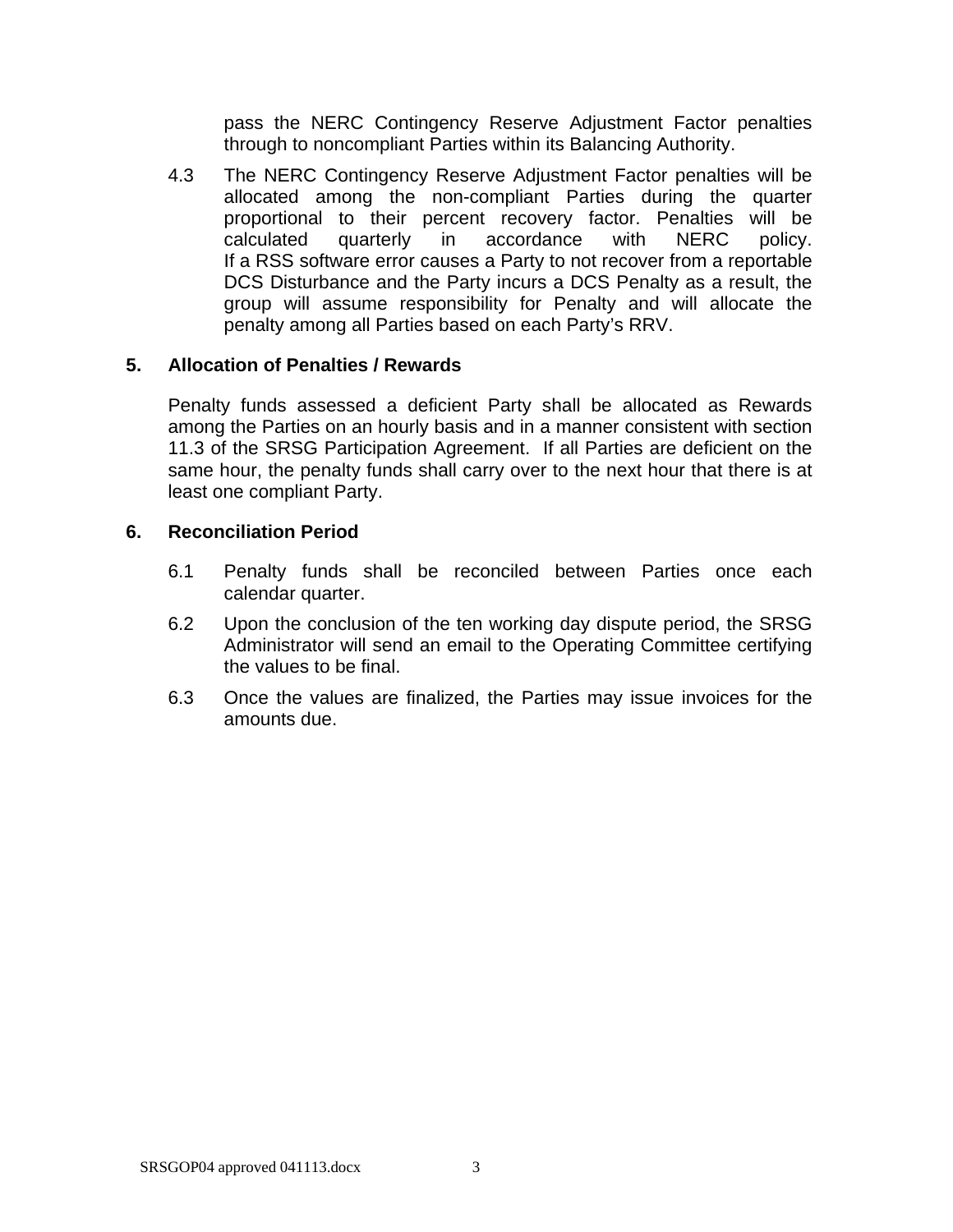pass the NERC Contingency Reserve Adjustment Factor penalties through to noncompliant Parties within its Balancing Authority.

4.3 The NERC Contingency Reserve Adjustment Factor penalties will be allocated among the non-compliant Parties during the quarter proportional to their percent recovery factor. Penalties will be calculated quarterly in accordance with NERC policy. If a RSS software error causes a Party to not recover from a reportable DCS Disturbance and the Party incurs a DCS Penalty as a result, the group will assume responsibility for Penalty and will allocate the penalty among all Parties based on each Party's RRV.

## 5. Allocation of Penalties / Rewards

Penalty funds assessed a deficient Party shall be allocated as Rewards among the Parties on an hourly basis and in a manner consistent with section 11.3 of the SRSG Participation Agreement. If all Parties are deficient on the same hour, the penalty funds shall carry over to the next hour that there is at least one compliant Party.

## 6. Reconciliation Period

6.1 Penalty funds shall be reconciled between Parties once each calendar quarter.

6.2 Upon the conclusion of the ten working day dispute period, the SRSG Administrator will send an email to the Operating Committee certifying the values to be final.

6.3 Once the values are finalized, the Parties may issue invoices for the amounts due.